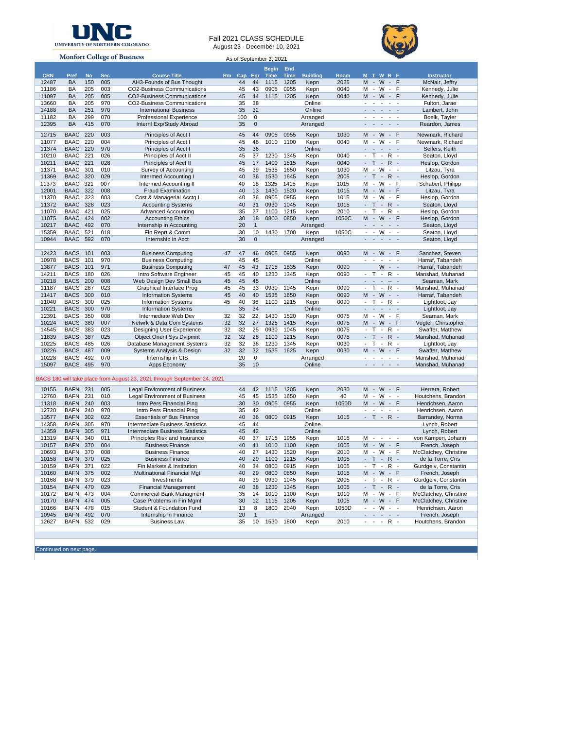**UNC University of Northern Colorado**

**Monfort College of Business**

# Fall 2021 CLASS SCHEDULE

August 23 - December 10, 2021

As of September 3, 2021

| CRN | Pref | No | Sec | Course Title | Rm | Cap | Enr | Begin Time | End Time | Building | Room | M T W R F | Instructor |
|---|---|---|---|---|---|---|---|---|---|---|---|---|---|
| 12487 | BA | 150 | 005 | AH3-Founds of Bus Thought | | 44 | 44 | 1115 | 1205 | Kepn | 2025 | M - W - F | McNair, Jeffry |
| 11186 | BA | 205 | 003 | CO2-Business Communications | | 45 | 43 | 0905 | 0955 | Kepn | 0040 | M - W - F | Kennedy, Julie |
| 11097 | BA | 205 | 005 | CO2-Business Communications | | 45 | 44 | 1115 | 1205 | Kepn | 0040 | M - W - F | Kennedy, Julie |
| 13660 | BA | 205 | 970 | CO2-Business Communications | | 35 | 38 | | | Online | | - - - - - | Fulton, Jarae |
| 14188 | BA | 251 | 970 | International Business | | 35 | 32 | | | Online | | - - - - - | Lambert, John |
| 11182 | BA | 299 | 070 | Professional Experience | | 100 | 0 | | | Arranged | | - - - - - | Boelk, Tayler |
| 12395 | BA | 415 | 070 | Internl Exp/Study Abroad | | 35 | 0 | | | Arranged | | - - - - - | Reardon, James |
| | | | | | | | | | | | | | |
| 12715 | BAAC | 220 | 003 | Principles of Acct I | | 45 | 44 | 0905 | 0955 | Kepn | 1030 | M - W - F | Newmark, Richard |
| 11077 | BAAC | 220 | 004 | Principles of Acct I | | 45 | 46 | 1010 | 1100 | Kepn | 0040 | M - W - F | Newmark, Richard |
| 11374 | BAAC | 220 | 970 | Principles of Acct I | | 35 | 36 | | | Online | | - - - - - | Sellers, Keith |
| 10210 | BAAC | 221 | 026 | Principles of Acct II | | 45 | 37 | 1230 | 1345 | Kepn | 0040 | - T - R - | Seaton, Lloyd |
| 10211 | BAAC | 221 | 028 | Principles of Acct II | | 45 | 17 | 1400 | 1515 | Kepn | 0040 | - T - R - | Heslop, Gordon |
| 11371 | BAAC | 301 | 010 | Survey of Accounting | | 45 | 39 | 1535 | 1650 | Kepn | 1030 | M - W - - | Litzau, Tyra |
| 11369 | BAAC | 320 | 029 | Intermed Accounting I | | 40 | 36 | 1530 | 1645 | Kepn | 2005 | - T - R - | Heslop, Gordon |
| 11373 | BAAC | 321 | 007 | Intermed Accounting II | | 40 | 18 | 1325 | 1415 | Kepn | 1015 | M - W - F | Schaberl, Philipp |
| 12001 | BAAC | 322 | 008 | Fraud Examination | | 40 | 13 | 1430 | 1520 | Kepn | 1015 | M - W - F | Litzau, Tyra |
| 11370 | BAAC | 323 | 003 | Cost & Managerial Acctg I | | 40 | 36 | 0905 | 0955 | Kepn | 1015 | M - W - F | Heslop, Gordon |
| 11372 | BAAC | 328 | 023 | Accounting Systems | | 40 | 31 | 0930 | 1045 | Kepn | 1015 | - T - R - | Seaton, Lloyd |
| 11070 | BAAC | 421 | 025 | Advanced Accounting | | 35 | 27 | 1100 | 1215 | Kepn | 2010 | - T - R - | Heslop, Gordon |
| 11075 | BAAC | 424 | 002 | Accounting Ethics | | 30 | 18 | 0800 | 0850 | Kepn | 1050C | M - W - F | Heslop, Gordon |
| 10217 | BAAC | 492 | 070 | Internship in Accounting | | 20 | 1 | | | Arranged | | - - - - - | Seaton, Lloyd |
| 15359 | BAAC | 521 | 018 | Fin Reprt & Comm | | 30 | 10 | 1430 | 1700 | Kepn | 1050C | - - W - - | Seaton, Lloyd |
| 10944 | BAAC | 592 | 070 | Internship in Acct | | 30 | 0 | | | Arranged | | - - - - - | Seaton, Lloyd |
| | | | | | | | | | | | | | |
| 12423 | BACS | 101 | 003 | Business Computing | 47 | 47 | 46 | 0905 | 0955 | Kepn | 0090 | M - W - F | Sanchez, Steven |
| 10978 | BACS | 101 | 970 | Business Computing | | 45 | 45 | | | Online | | - - - - - | Harraf, Tabandeh |
| 13877 | BACS | 101 | 971 | Business Computing | 47 | 45 | 43 | 1715 | 1835 | Kepn | 0090 | W - - | Harraf, Tabandeh |
| 14211 | BACS | 180 | 026 | Intro Software Engineer | 45 | 45 | 40 | 1230 | 1345 | Kepn | 0090 | - T - R - | Manshad, Muhanad |
| 10218 | BACS | 200 | 008 | Web Design Dev Small Bus | 45 | 45 | 45 | | | Online | | - - - -- - | Seaman, Mark |
| 11187 | BACS | 287 | 023 | Graphical Interface Prog | 45 | 45 | 33 | 0930 | 1045 | Kepn | 0090 | - T - R - | Manshad, Muhanad |
| 11417 | BACS | 300 | 010 | Information Systems | 45 | 40 | 40 | 1535 | 1650 | Kepn | 0090 | M - W - - | Harraf, Tabandeh |
| 11040 | BACS | 300 | 025 | Information Systems | 45 | 40 | 36 | 1100 | 1215 | Kepn | 0090 | - T - R - | Lightfoot, Jay |
| 10221 | BACS | 300 | 970 | Information Systems | | 35 | 34 | | | Online | | - - - - - | Lightfoot, Jay |
| 12391 | BACS | 350 | 008 | Intermediate Web Dev | 32 | 32 | 22 | 1430 | 1520 | Kepn | 0075 | M - W - F | Seaman, Mark |
| 10224 | BACS | 380 | 007 | Netwrk & Data Com Systems | 32 | 32 | 27 | 1325 | 1415 | Kepn | 0075 | M - W - F | Vegter, Christopher |
| 14545 | BACS | 383 | 023 | Designing User Experience | 32 | 32 | 25 | 0930 | 1045 | Kepn | 0075 | - T - R - | Swaffer, Matthew |
| 11839 | BACS | 387 | 025 | Object Orient Sys Dvlpmnt | 32 | 32 | 28 | 1100 | 1215 | Kepn | 0075 | - T - R - | Manshad, Muhanad |
| 10225 | BACS | 485 | 026 | Database Management Systems | 32 | 32 | 36 | 1230 | 1345 | Kepn | 0030 | - T - R - | Lightfoot, Jay |
| 10226 | BACS | 487 | 009 | Systems Analysis & Design | 32 | 32 | 32 | 1535 | 1625 | Kepn | 0030 | M - W - F | Swaffer, Matthew |
| 10228 | BACS | 492 | 070 | Internship in CIS | | 20 | 0 | | | Arranged | | - - - - - | Manshad, Muhanad |
| 15097 | BACS | 495 | 970 | Apps Economy | | 35 | 10 | | | Online | | - - - - - | Manshad, Muhanad |
| | | | | | | | | | | | | | |
| BACS 180 will take place from August 23, 2021 through September 24, 2021 | | | | | | | | | | | | | |
| | | | | | | | | | | | | | |
| 10155 | BAFN | 231 | 005 | Legal Environment of Business | | 44 | 42 | 1115 | 1205 | Kepn | 2030 | M - W - F | Herrera, Robert |
| 12760 | BAFN | 231 | 010 | Legal Environment of Business | | 45 | 45 | 1535 | 1650 | Kepn | 40 | M - W - - | Houtchens, Brandon |
| 11318 | BAFN | 240 | 003 | Intro Pers Financial Plng | | 30 | 30 | 0905 | 0955 | Kepn | 1050D | M - W - F | Henrichsen, Aaron |
| 12720 | BAFN | 240 | 970 | Intro Pers Financial Plng | | 35 | 42 | | | Online | | - - - - - | Henrichsen, Aaron |
| 13577 | BAFN | 302 | 022 | Essentials of Bus Finance | | 40 | 36 | 0800 | 0915 | Kepn | 1015 | - T - R - | Barrandey, Norma |
| 14358 | BAFN | 305 | 970 | Intermediate Business Statistics | | 45 | 44 | | | Online | | | Lynch, Robert |
| 14359 | BAFN | 305 | 971 | Intermediate Business Statistics | | 45 | 42 | | | Online | | | Lynch, Robert |
| 11319 | BAFN | 340 | 011 | Principles Risk and Insurance | | 40 | 37 | 1715 | 1955 | Kepn | 1015 | M - - - - | von Kampen, Johann |
| 10157 | BAFN | 370 | 004 | Business Finance | | 40 | 41 | 1010 | 1100 | Kepn | 1005 | M - W - F | French, Joseph |
| 10693 | BAFN | 370 | 008 | Business Finance | | 40 | 27 | 1430 | 1520 | Kepn | 2010 | M - W - F | McClatchey, Christine |
| 10158 | BAFN | 370 | 025 | Business Finance | | 40 | 29 | 1100 | 1215 | Kepn | 1005 | - T - R - | de la Torre, Cris |
| 10159 | BAFN | 371 | 022 | Fin Markets & Institution | | 40 | 34 | 0800 | 0915 | Kepn | 1005 | - T - R - | Gurdgeiv, Constantin |
| 10160 | BAFN | 375 | 002 | Multinational Financial Mgt | | 40 | 29 | 0800 | 0850 | Kepn | 1015 | M - W - F | French, Joseph |
| 10168 | BAFN | 379 | 023 | Investments | | 40 | 39 | 0930 | 1045 | Kepn | 2005 | - T - R - | Gurdgeiv, Constantin |
| 10154 | BAFN | 470 | 029 | Financial Management | | 40 | 38 | 1230 | 1345 | Kepn | 1005 | - T - R - | de la Torre, Cris |
| 10172 | BAFN | 473 | 004 | Commercial Bank Managment | | 35 | 14 | 1010 | 1100 | Kepn | 1010 | M - W - F | McClatchey, Christine |
| 10170 | BAFN | 474 | 005 | Case Problems in Fin Mgmt | | 30 | 12 | 1115 | 1205 | Kepn | 1005 | M - W - F | McClatchey, Christine |
| 10166 | BAFN | 478 | 015 | Student & Foundation Fund | | 13 | 8 | 1800 | 2040 | Kepn | 1050D | - - W - - | Henrichsen, Aaron |
| 10945 | BAFN | 492 | 070 | Internship in Finance | | 20 | 1 | | | Arranged | | - - - - - | French, Joseph |
| 12627 | BAFN | 532 | 029 | Business Law | | 35 | 10 | 1530 | 1800 | Kepn | 2010 | - - - R - | Houtchens, Brandon |

Continued on next page.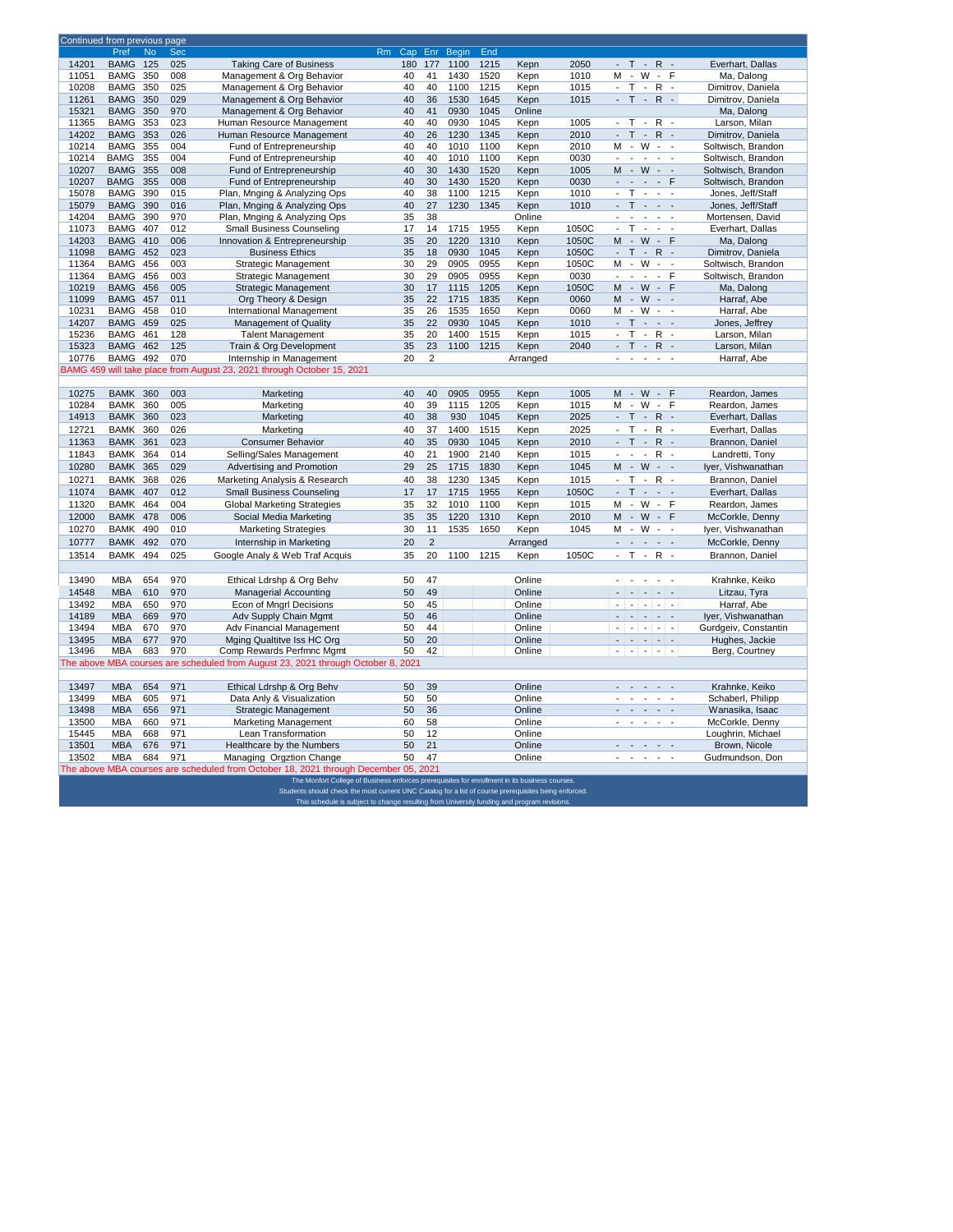Continued from previous page

| | Pref | No | Sec | | Rm | Cap | Enr | Begin | End | | | | |
|---|---|---|---|---|---|---|---|---|---|---|---|---|---|
| 14201 | BAMG | 125 | 025 | Taking Care of Business | | 180 | 177 | 1100 | 1215 | Kepn | 2050 | - T - R - | Everhart, Dallas |
| 11051 | BAMG | 350 | 008 | Management & Org Behavior | | 40 | 41 | 1430 | 1520 | Kepn | 1010 | M - W - F | Ma, Dalong |
| 10208 | BAMG | 350 | 025 | Management & Org Behavior | | 40 | 40 | 1100 | 1215 | Kepn | 1015 | - T - R - | Dimitrov, Daniela |
| 11261 | BAMG | 350 | 029 | Management & Org Behavior | | 40 | 36 | 1530 | 1645 | Kepn | 1015 | - T - R - | Dimitrov, Daniela |
| 15321 | BAMG | 350 | 970 | Management & Org Behavior | | 40 | 41 | 0930 | 1045 | Online | | | Ma, Dalong |
| 11365 | BAMG | 353 | 023 | Human Resource Management | | 40 | 40 | 0930 | 1045 | Kepn | 1005 | - T - R - | Larson, Milan |
| 14202 | BAMG | 353 | 026 | Human Resource Management | | 40 | 26 | 1230 | 1345 | Kepn | 2010 | - T - R - | Dimitrov, Daniela |
| 10214 | BAMG | 355 | 004 | Fund of Entrepreneurship | | 40 | 40 | 1010 | 1100 | Kepn | 2010 | M - W - - | Soltwisch, Brandon |
| 10214 | BAMG | 355 | 004 | Fund of Entrepreneurship | | 40 | 40 | 1010 | 1100 | Kepn | 0030 | - - - - - | Soltwisch, Brandon |
| 10207 | BAMG | 355 | 008 | Fund of Entrepreneurship | | 40 | 30 | 1430 | 1520 | Kepn | 1005 | M - W - - | Soltwisch, Brandon |
| 10207 | BAMG | 355 | 008 | Fund of Entrepreneurship | | 40 | 30 | 1430 | 1520 | Kepn | 0030 | - - - - F | Soltwisch, Brandon |
| 15078 | BAMG | 390 | 015 | Plan, Mnging & Analyzing Ops | | 40 | 38 | 1100 | 1215 | Kepn | 1010 | - T - - - | Jones, Jeff/Staff |
| 15079 | BAMG | 390 | 016 | Plan, Mnging & Analyzing Ops | | 40 | 27 | 1230 | 1345 | Kepn | 1010 | - T - - - | Jones, Jeff/Staff |
| 14204 | BAMG | 390 | 970 | Plan, Mnging & Analyzing Ops | | 35 | 38 | | | Online | | - - - - - | Mortensen, David |
| 11073 | BAMG | 407 | 012 | Small Business Counseling | | 17 | 14 | 1715 | 1955 | Kepn | 1050C | - T - - - | Everhart, Dallas |
| 14203 | BAMG | 410 | 006 | Innovation & Entrepreneurship | | 35 | 20 | 1220 | 1310 | Kepn | 1050C | M - W - F | Ma, Dalong |
| 11098 | BAMG | 452 | 023 | Business Ethics | | 35 | 18 | 0930 | 1045 | Kepn | 1050C | - T - R - | Dimitrov, Daniela |
| 11364 | BAMG | 456 | 003 | Strategic Management | | 30 | 29 | 0905 | 0955 | Kepn | 1050C | M - W - - | Soltwisch, Brandon |
| 11364 | BAMG | 456 | 003 | Strategic Management | | 30 | 29 | 0905 | 0955 | Kepn | 0030 | - - - - F | Soltwisch, Brandon |
| 10219 | BAMG | 456 | 005 | Strategic Management | | 30 | 17 | 1115 | 1205 | Kepn | 1050C | M - W - F | Ma, Dalong |
| 11099 | BAMG | 457 | 011 | Org Theory & Design | | 35 | 22 | 1715 | 1835 | Kepn | 0060 | M - W - - | Harraf, Abe |
| 10231 | BAMG | 458 | 010 | International Management | | 35 | 26 | 1535 | 1650 | Kepn | 0060 | M - W - - | Harraf, Abe |
| 14207 | BAMG | 459 | 025 | Management of Quality | | 35 | 22 | 0930 | 1045 | Kepn | 1010 | - T - - - | Jones, Jeffrey |
| 15236 | BAMG | 461 | 128 | Talent Management | | 35 | 20 | 1400 | 1515 | Kepn | 1015 | - T - R - | Larson, Milan |
| 15323 | BAMG | 462 | 125 | Train & Org Development | | 35 | 23 | 1100 | 1215 | Kepn | 2040 | - T - R - | Larson, Milan |
| 10776 | BAMG | 492 | 070 | Internship in Management | | 20 | 2 | | | Arranged | | - - - - - | Harraf, Abe |

BAMG 459 will take place from August 23, 2021 through October 15, 2021

| | Pref | No | Sec | | Rm | Cap | Enr | Begin | End | | | | |
|---|---|---|---|---|---|---|---|---|---|---|---|---|---|
| 10275 | BAMK | 360 | 003 | Marketing | | 40 | 40 | 0905 | 0955 | Kepn | 1005 | M - W - F | Reardon, James |
| 10284 | BAMK | 360 | 005 | Marketing | | 40 | 39 | 1115 | 1205 | Kepn | 1015 | M - W - F | Reardon, James |
| 14913 | BAMK | 360 | 023 | Marketing | | 40 | 38 | 930 | 1045 | Kepn | 2025 | - T - R - | Everhart, Dallas |
| 12721 | BAMK | 360 | 026 | Marketing | | 40 | 37 | 1400 | 1515 | Kepn | 2025 | - T - R - | Everhart, Dallas |
| 11363 | BAMK | 361 | 023 | Consumer Behavior | | 40 | 35 | 0930 | 1045 | Kepn | 2010 | - T - R - | Brannon, Daniel |
| 11843 | BAMK | 364 | 014 | Selling/Sales Management | | 40 | 21 | 1900 | 2140 | Kepn | 1015 | - - - R - | Landretti, Tony |
| 10280 | BAMK | 365 | 029 | Advertising and Promotion | | 29 | 25 | 1715 | 1830 | Kepn | 1045 | M - W - - | Iyer, Vishwanathan |
| 10271 | BAMK | 368 | 026 | Marketing Analysis & Research | | 40 | 38 | 1230 | 1345 | Kepn | 1015 | - T - R - | Brannon, Daniel |
| 11074 | BAMK | 407 | 012 | Small Business Counseling | | 17 | 17 | 1715 | 1955 | Kepn | 1050C | - T - - - | Everhart, Dallas |
| 11320 | BAMK | 464 | 004 | Global Marketing Strategies | | 35 | 32 | 1010 | 1100 | Kepn | 1015 | M - W - F | Reardon, James |
| 12000 | BAMK | 478 | 006 | Social Media Marketing | | 35 | 35 | 1220 | 1310 | Kepn | 2010 | M - W - F | McCorkle, Denny |
| 10270 | BAMK | 490 | 010 | Marketing Strategies | | 30 | 11 | 1535 | 1650 | Kepn | 1045 | M - W - - | Iyer, Vishwanathan |
| 10777 | BAMK | 492 | 070 | Internship in Marketing | | 20 | 2 | | | Arranged | | - - - - - | McCorkle, Denny |
| 13514 | BAMK | 494 | 025 | Google Analy & Web Traf Acquis | | 35 | 20 | 1100 | 1215 | Kepn | 1050C | - T - R - | Brannon, Daniel |

| | Pref | No | Sec | | Rm | Cap | Enr | Begin | End | | | | |
|---|---|---|---|---|---|---|---|---|---|---|---|---|---|
| 13490 | MBA | 654 | 970 | Ethical Ldrshp & Org Behv | | 50 | 47 | | | Online | | - - - - - | Krahnke, Keiko |
| 14548 | MBA | 610 | 970 | Managerial Accounting | | 50 | 49 | | | Online | | - - - - - | Litzau, Tyra |
| 13492 | MBA | 650 | 970 | Econ of Mngrl Decisions | | 50 | 45 | | | Online | | - - - - - | Harraf, Abe |
| 14189 | MBA | 669 | 970 | Adv Supply Chain Mgmt | | 50 | 46 | | | Online | | - - - - - | Iyer, Vishwanathan |
| 13494 | MBA | 670 | 970 | Adv Financial Management | | 50 | 44 | | | Online | | - - - - - | Gurdgeiv, Constantin |
| 13495 | MBA | 677 | 970 | Mging Qualtitve Iss HC Org | | 50 | 20 | | | Online | | - - - - - | Hughes, Jackie |
| 13496 | MBA | 683 | 970 | Comp Rewards Perfmnc Mgmt | | 50 | 42 | | | Online | | - - - - - | Berg, Courtney |

The above MBA courses are scheduled from August 23, 2021 through October 8, 2021

| | Pref | No | Sec | | Rm | Cap | Enr | Begin | End | | | | |
|---|---|---|---|---|---|---|---|---|---|---|---|---|---|
| 13497 | MBA | 654 | 971 | Ethical Ldrshp & Org Behv | | 50 | 39 | | | Online | | - - - - - | Krahnke, Keiko |
| 13499 | MBA | 605 | 971 | Data Anly & Visualization | | 50 | 50 | | | Online | | - - - - - | Schaberl, Philipp |
| 13498 | MBA | 656 | 971 | Strategic Management | | 50 | 36 | | | Online | | - - - - - | Wanasika, Isaac |
| 13500 | MBA | 660 | 971 | Marketing Management | | 60 | 58 | | | Online | | - - - - - | McCorkle, Denny |
| 15445 | MBA | 668 | 971 | Lean Transformation | | 50 | 12 | | | Online | | | Loughrin, Michael |
| 13501 | MBA | 676 | 971 | Healthcare by the Numbers | | 50 | 21 | | | Online | | - - - - - | Brown, Nicole |
| 13502 | MBA | 684 | 971 | Managing Orgztion Change | | 50 | 47 | | | Online | | - - - - - | Gudmundson, Don |

The above MBA courses are scheduled from October 18, 2021 through December 05, 2021

The Monfort College of Business enforces prerequisites for enrollment in its business courses.
Students should check the most current UNC Catalog for a list of course prerequisites being enforced.
This schedule is subject to change resulting from University funding and program revisions.